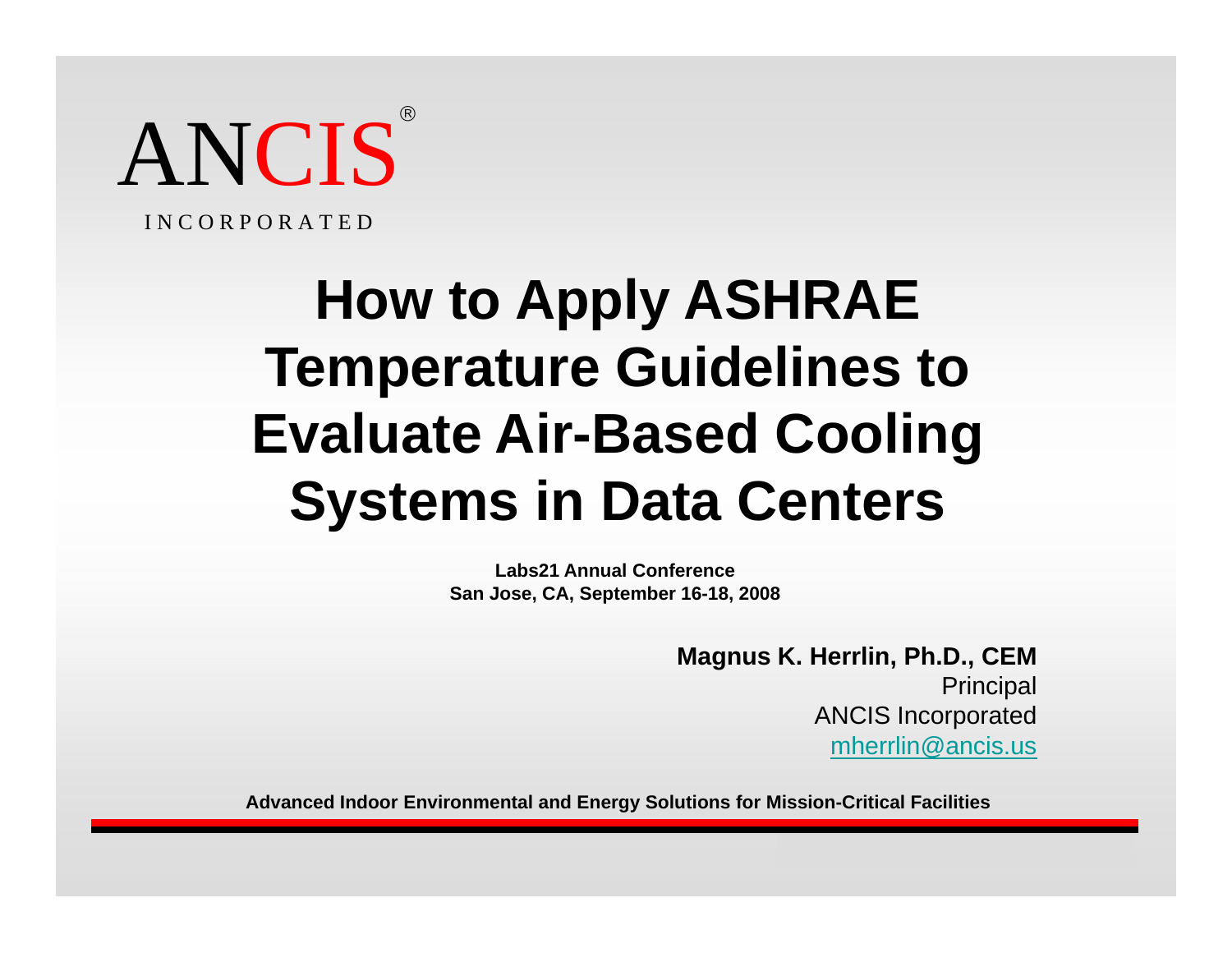ANCIS®

INCORPORATED

# How to Apply ASHRAE Temperature Guidelines to Evaluate Air-Based Cooling Systems in Data Centers

**Labs21 Annual Conference**
**San Jose, CA, September 16-18, 2008**

**Magnus K. Herrlin, Ph.D., CEM**
Principal
ANCIS Incorporated
mherrlin@ancis.us

**Advanced Indoor Environmental and Energy Solutions for Mission-Critical Facilities**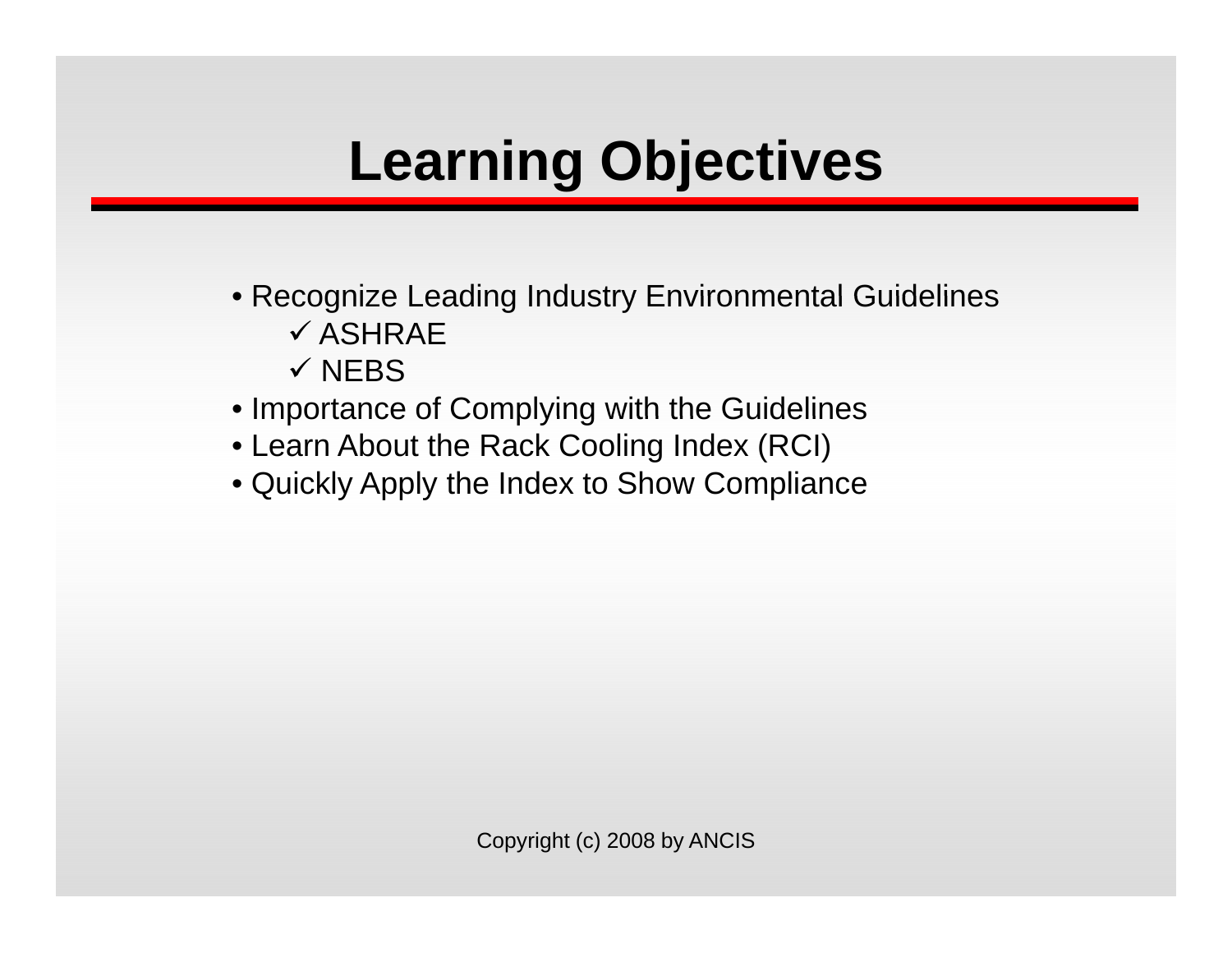# Learning Objectives

- Recognize Leading Industry Environmental Guidelines
  - ✓ ASHRAE
  - ✓ NEBS
- Importance of Complying with the Guidelines
- Learn About the Rack Cooling Index (RCI)
- Quickly Apply the Index to Show Compliance

Copyright (c) 2008 by ANCIS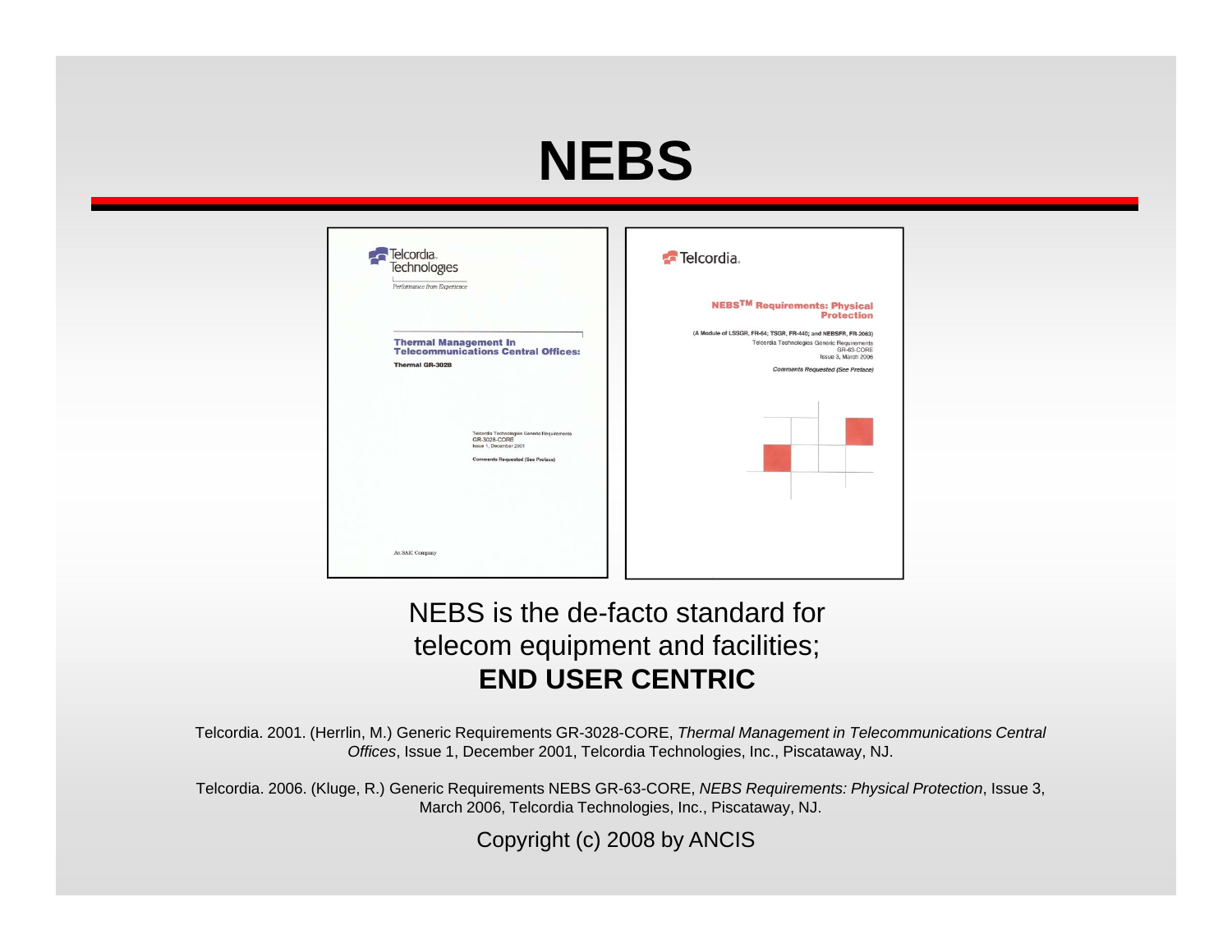# NEBS

Telcordia. Technologies
Performance from Experience

**Thermal Management In Telecommunications Central Offices:**
**Thermal GR-3028**

Telcordia Technologies Generic Requirements
GR-3028-CORE
Issue 1, December 2001

**Comments Requested (See Preface)**

An SAIC Company

Telcordia.

**NEBS™ Requirements: Physical Protection**

(A Module of LSSGR, FR-64; TSGR, FR-440; and NEBSFR, FR-2063)
Telcordia Technologies Generic Requirements
GR-63-CORE
Issue 3, March 2006

*Comments Requested (See Preface)*

NEBS is the de-facto standard for telecom equipment and facilities;
**END USER CENTRIC**

Telcordia. 2001. (Herrlin, M.) Generic Requirements GR-3028-CORE, *Thermal Management in Telecommunications Central Offices*, Issue 1, December 2001, Telcordia Technologies, Inc., Piscataway, NJ.

Telcordia. 2006. (Kluge, R.) Generic Requirements NEBS GR-63-CORE, *NEBS Requirements: Physical Protection*, Issue 3, March 2006, Telcordia Technologies, Inc., Piscataway, NJ.

Copyright (c) 2008 by ANCIS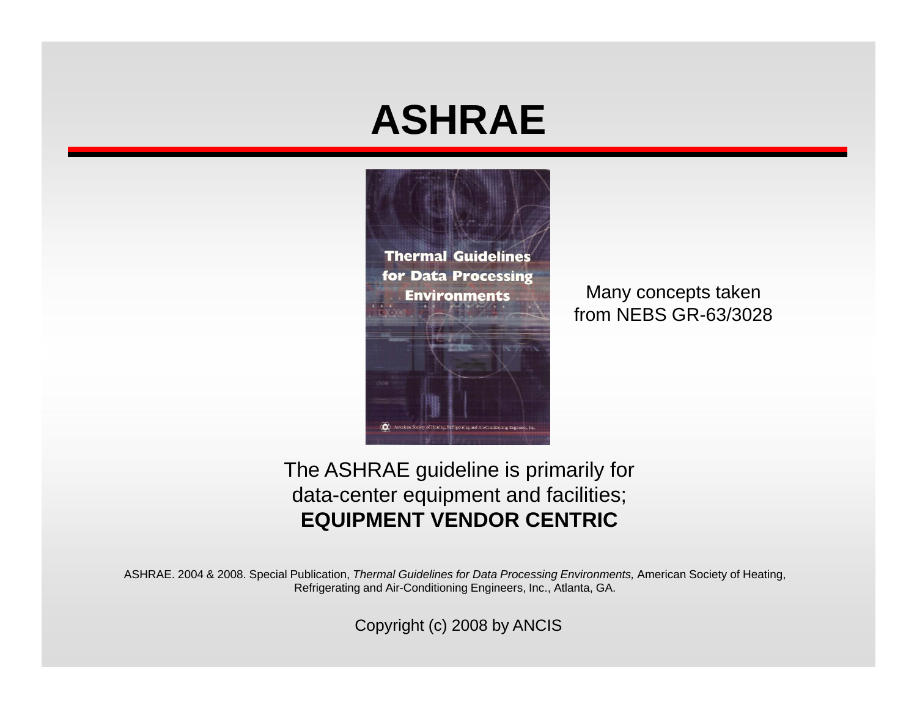# ASHRAE

Thermal Guidelines for Data Processing Environments

Many concepts taken from NEBS GR-63/3028

The ASHRAE guideline is primarily for data-center equipment and facilities; **EQUIPMENT VENDOR CENTRIC**

ASHRAE. 2004 & 2008. Special Publication, *Thermal Guidelines for Data Processing Environments,* American Society of Heating, Refrigerating and Air-Conditioning Engineers, Inc., Atlanta, GA.

Copyright (c) 2008 by ANCIS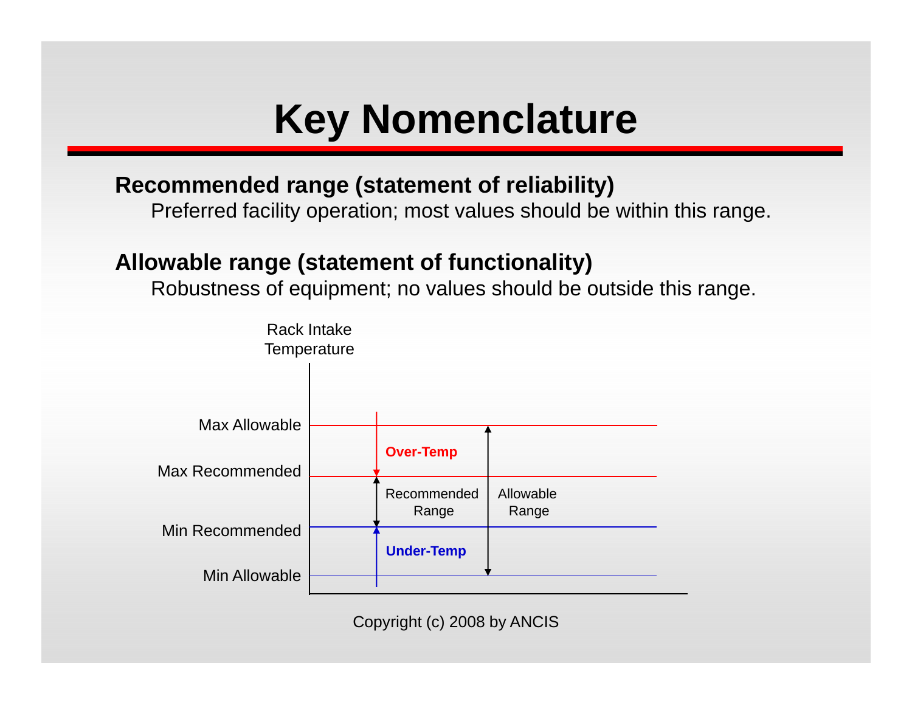# Key Nomenclature

**Recommended range (statement of reliability)**

Preferred facility operation; most values should be within this range.

**Allowable range (statement of functionality)**

Robustness of equipment; no values should be outside this range.

Rack Intake Temperature

Max Allowable

Max Recommended

Min Recommended

Min Allowable

**Over-Temp**

Recommended Range

Allowable Range

**Under-Temp**

Copyright (c) 2008 by ANCIS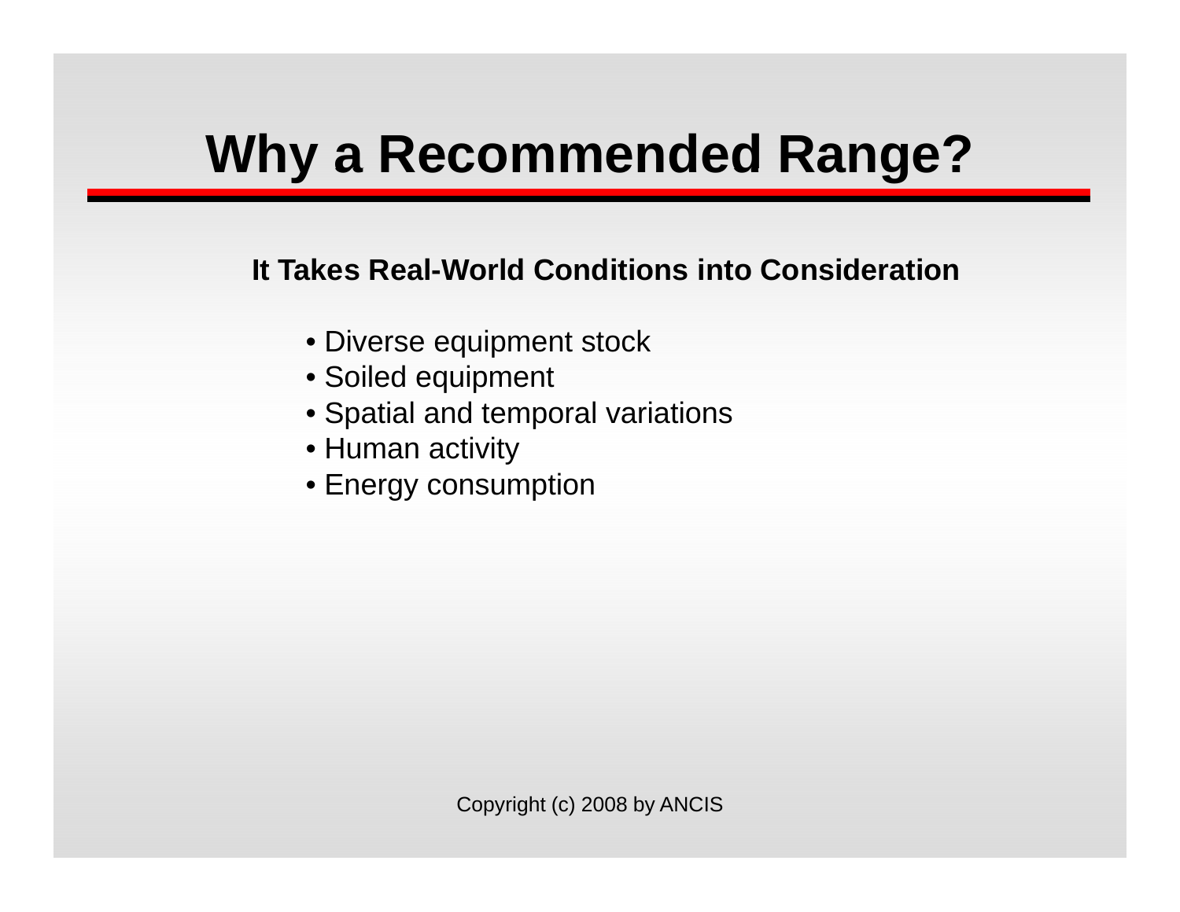# Why a Recommended Range?

**It Takes Real-World Conditions into Consideration**

- Diverse equipment stock
- Soiled equipment
- Spatial and temporal variations
- Human activity
- Energy consumption

Copyright (c) 2008 by ANCIS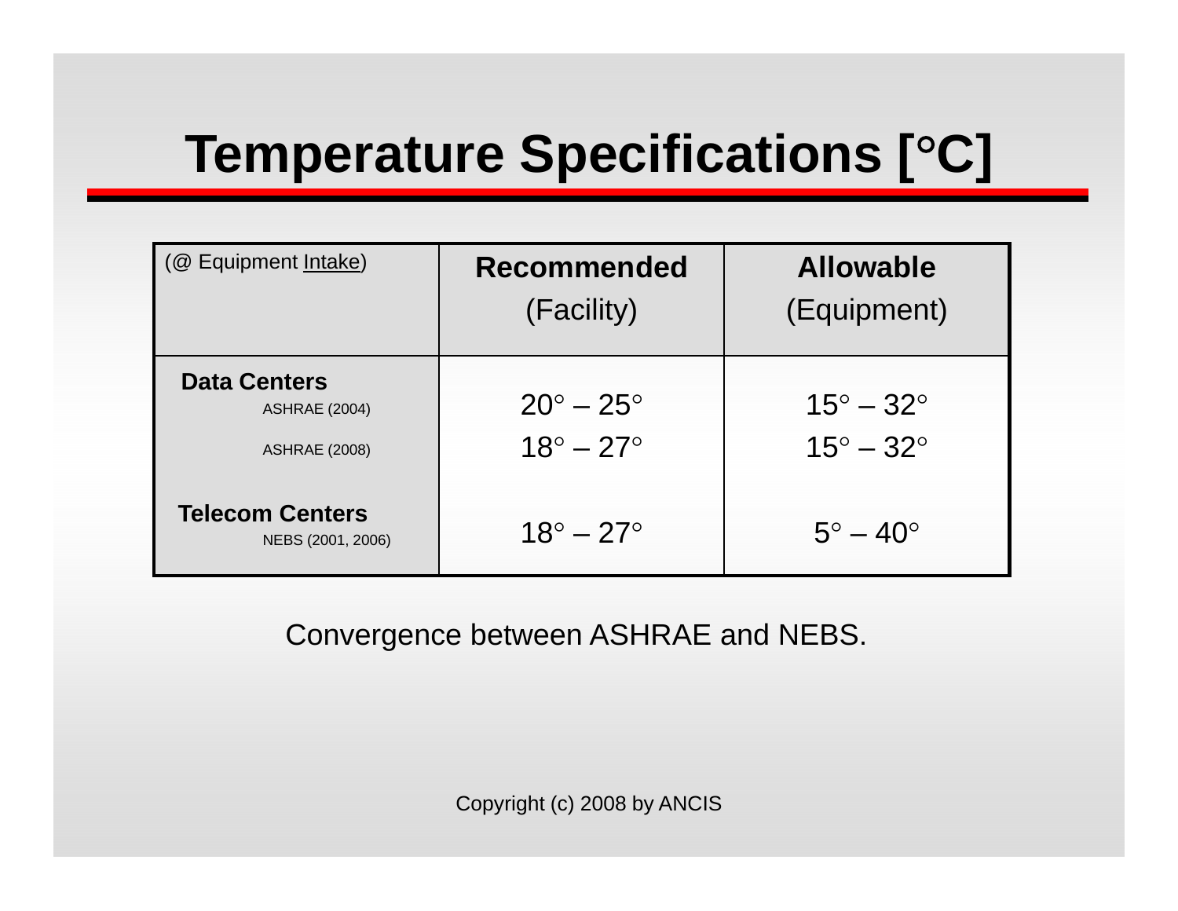# Temperature Specifications [°C]

| (@ Equipment Intake) | **Recommended** (Facility) | **Allowable** (Equipment) |
|---|---|---|
| **Data Centers** | | |
| ASHRAE (2004) | 20° – 25° | 15° – 32° |
| ASHRAE (2008) | 18° – 27° | 15° – 32° |
| **Telecom Centers** NEBS (2001, 2006) | 18° – 27° | 5° – 40° |

Convergence between ASHRAE and NEBS.

Copyright (c) 2008 by ANCIS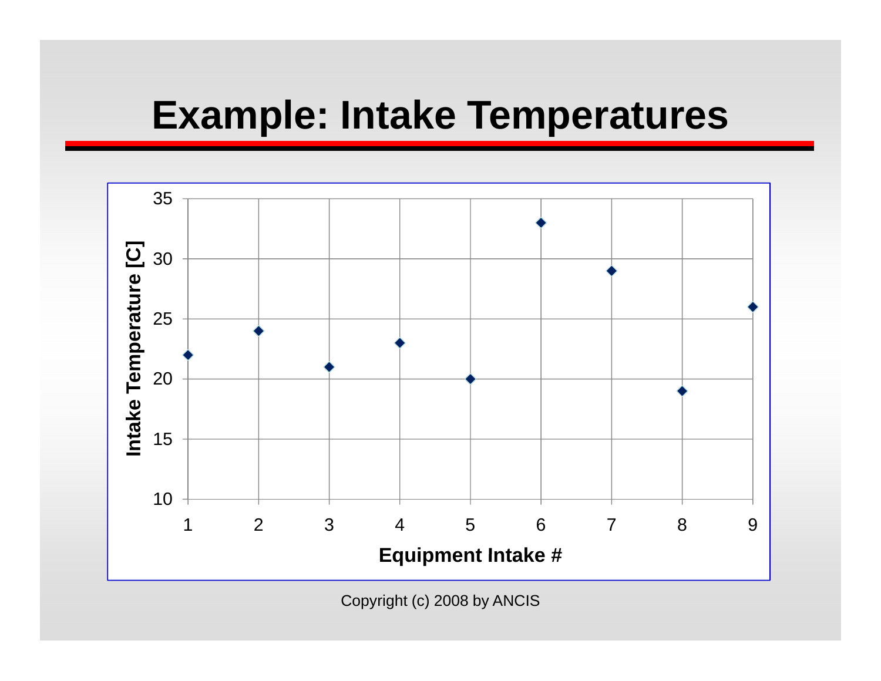# Example: Intake Temperatures

| Equipment Intake # | Intake Temperature [C] |
|---|---|
| 1 | 22 |
| 2 | 24 |
| 3 | 21 |
| 4 | 23 |
| 5 | 20 |
| 6 | 33 |
| 7 | 29 |
| 8 | 19 |
| 9 | 26 |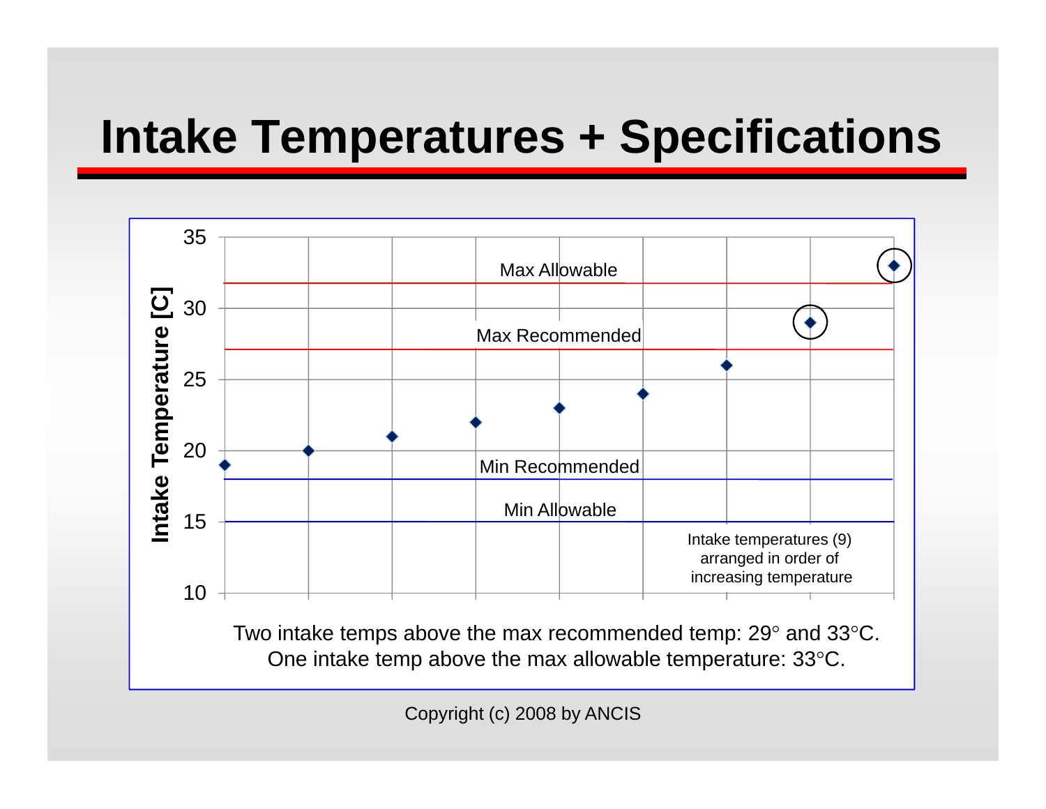# Intake Temperatures + Specifications

35

30

25

20

15

10

Intake Temperature [C]

Max Allowable

Max Recommended

Min Recommended

Min Allowable

Intake temperatures (9) arranged in order of increasing temperature

Two intake temps above the max recommended temp: 29° and 33°C.
One intake temp above the max allowable temperature: 33°C.

Copyright (c) 2008 by ANCIS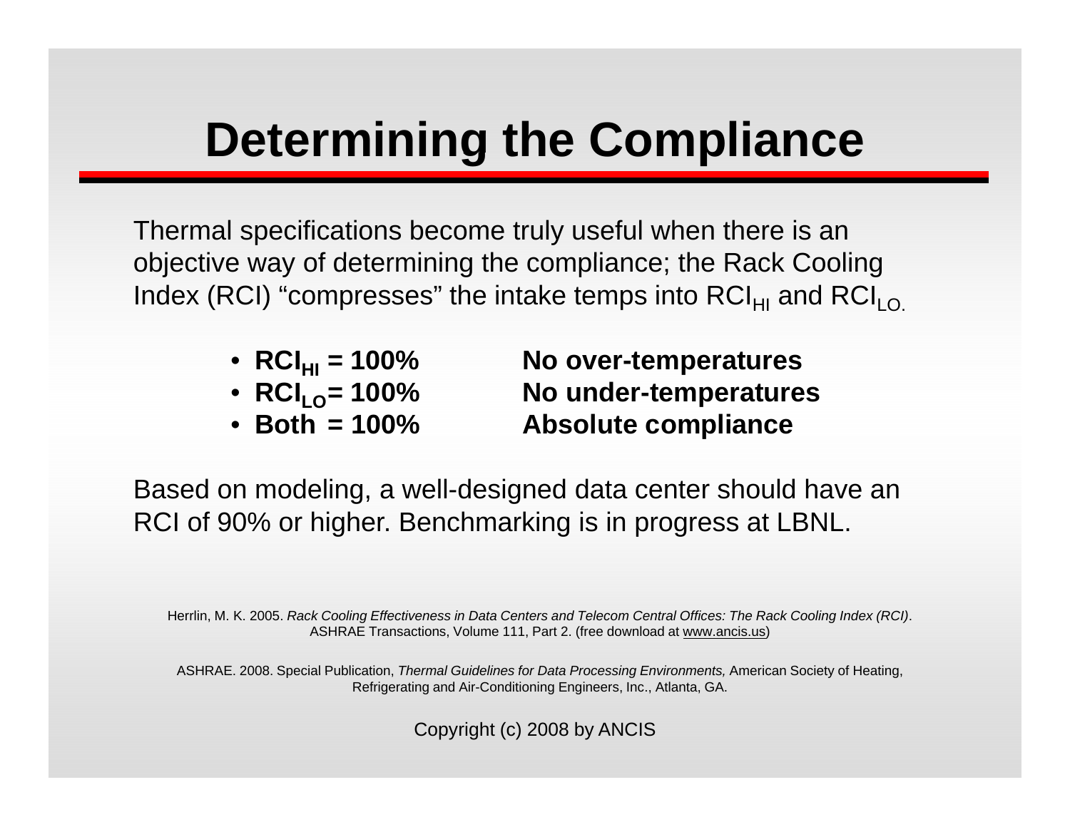# Determining the Compliance

Thermal specifications become truly useful when there is an objective way of determining the compliance; the Rack Cooling Index (RCI) "compresses" the intake temps into $RCI_{HI}$ and $RCI_{LO}$.

- **$RCI_{HI}$ = 100%** **No over-temperatures**
- **$RCI_{LO}$ = 100%** **No under-temperatures**
- **Both = 100%** **Absolute compliance**

Based on modeling, a well-designed data center should have an RCI of 90% or higher. Benchmarking is in progress at LBNL.

Herrlin, M. K. 2005. *Rack Cooling Effectiveness in Data Centers and Telecom Central Offices: The Rack Cooling Index (RCI)*. ASHRAE Transactions, Volume 111, Part 2. (free download at www.ancis.us)

ASHRAE. 2008. Special Publication, *Thermal Guidelines for Data Processing Environments,* American Society of Heating, Refrigerating and Air-Conditioning Engineers, Inc., Atlanta, GA.

Copyright (c) 2008 by ANCIS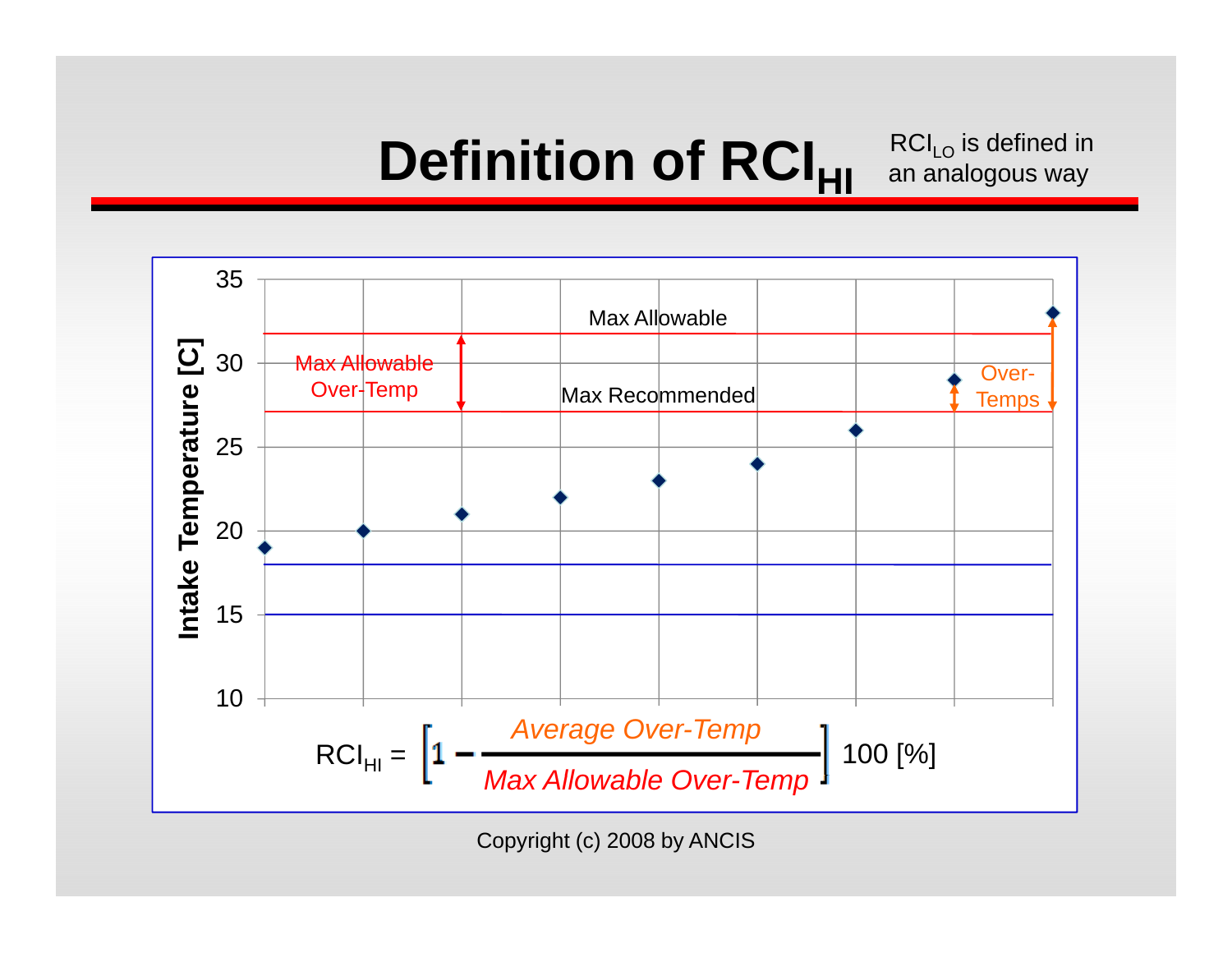# Definition of $RCI_{HI}$

$RCI_{LO}$ is defined in an analogous way

Max Allowable

Max Allowable Over-Temp

Max Recommended

Over-Temps

Intake Temperature [C]

35, 30, 25, 20, 15, 10

$$RCI_{HI} = \left[1 - \frac{\textit{Average Over-Temp}}{\textit{Max Allowable Over-Temp}}\right] 100\ [\%]$$

Copyright (c) 2008 by ANCIS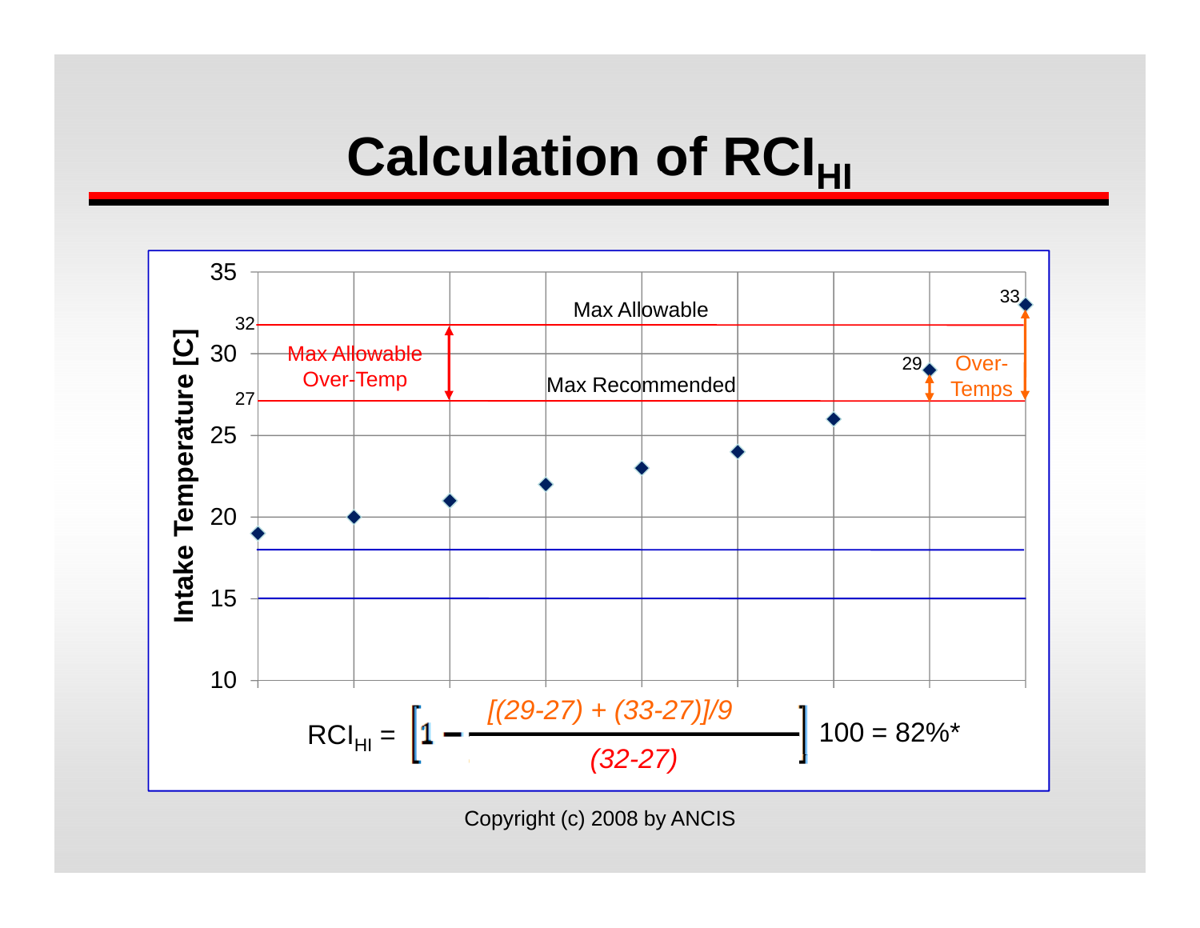# Calculation of $RCI_{HI}$

Intake Temperature [C]

35, 32, 30, 27, 25, 20, 15, 10

Max Allowable

Max Allowable Over-Temp

Max Recommended

29

33

Over-Temps

$$RCI_{HI} = \left[1 - \frac{[(29-27) + (33-27)]/9}{(32-27)}\right] 100 = 82\%^*$$

Copyright (c) 2008 by ANCIS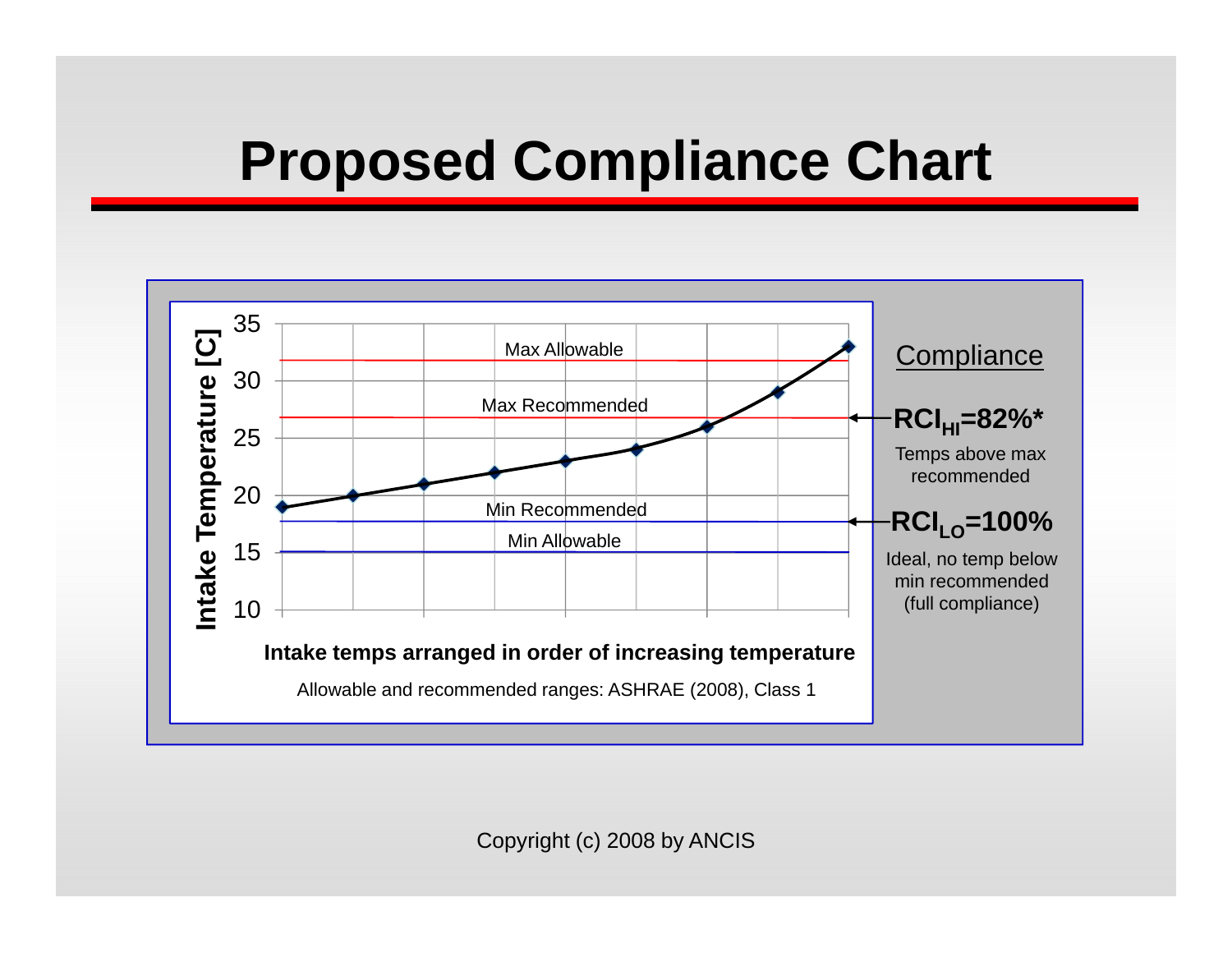# Proposed Compliance Chart

Intake Temperature [C]

35
30
25
20
15
10

Max Allowable

Max Recommended

Min Recommended

Min Allowable

**Intake temps arranged in order of increasing temperature**

Allowable and recommended ranges: ASHRAE (2008), Class 1

Compliance

**$RCI_{HI}$=82%***

Temps above max recommended

**$RCI_{LO}$=100%**

Ideal, no temp below min recommended (full compliance)

Copyright (c) 2008 by ANCIS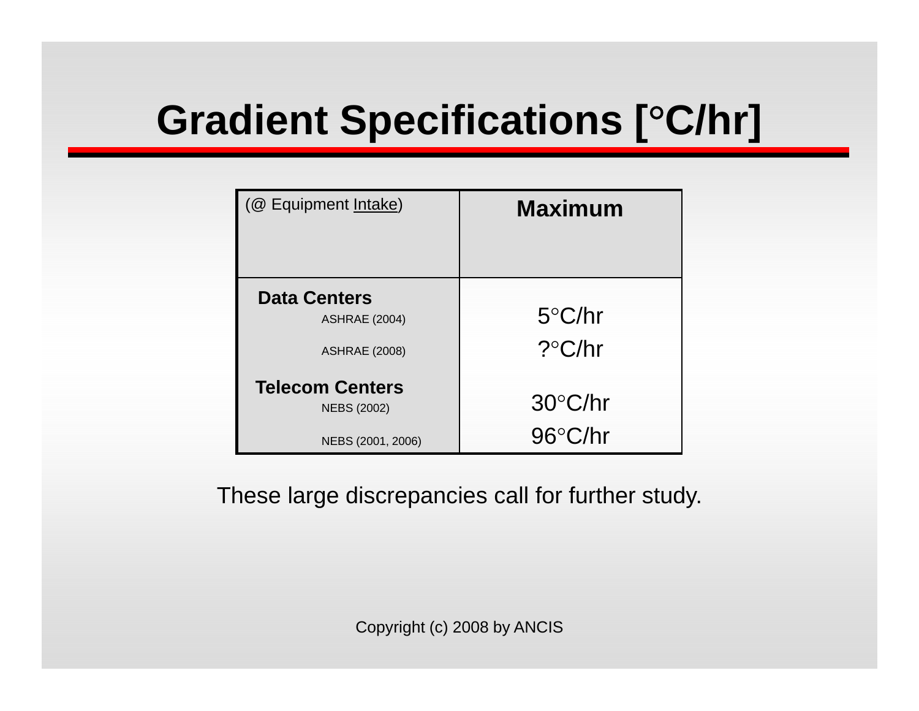# Gradient Specifications [°C/hr]

| (@ Equipment Intake) | Maximum |
|---|---|
| **Data Centers** | |
| ASHRAE (2004) | 5°C/hr |
| ASHRAE (2008) | ?°C/hr |
| **Telecom Centers** | |
| NEBS (2002) | 30°C/hr |
| NEBS (2001, 2006) | 96°C/hr |

These large discrepancies call for further study.

Copyright (c) 2008 by ANCIS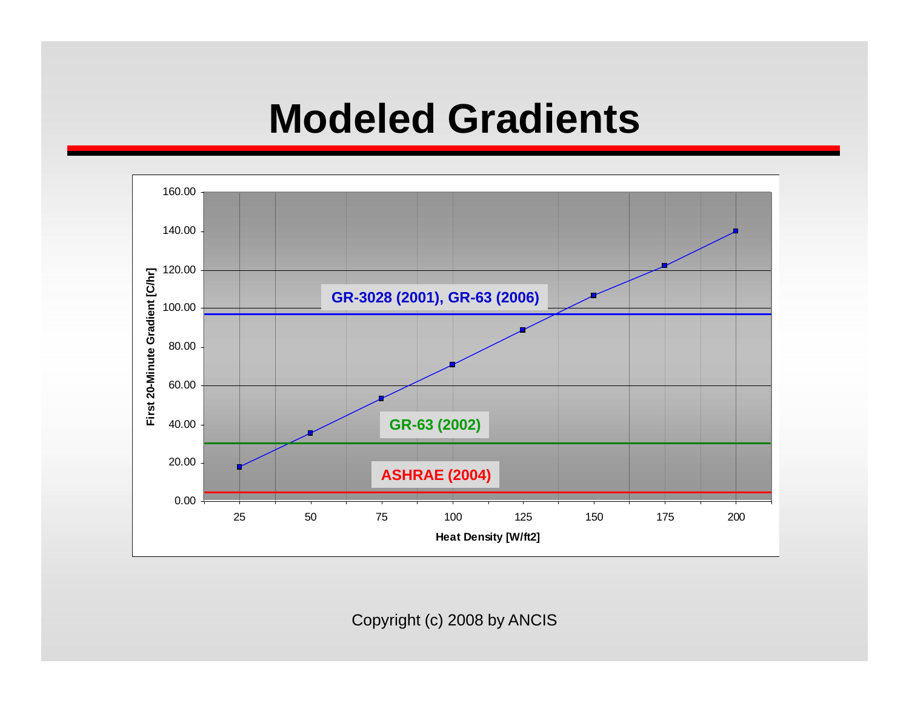# Modeled Gradients

First 20-Minute Gradient [C/hr]

160.00
140.00
120.00
100.00
80.00
60.00
40.00
20.00
0.00

GR-3028 (2001), GR-63 (2006)

GR-63 (2002)

ASHRAE (2004)

25 50 75 100 125 150 175 200

Heat Density [W/ft2]

Copyright (c) 2008 by ANCIS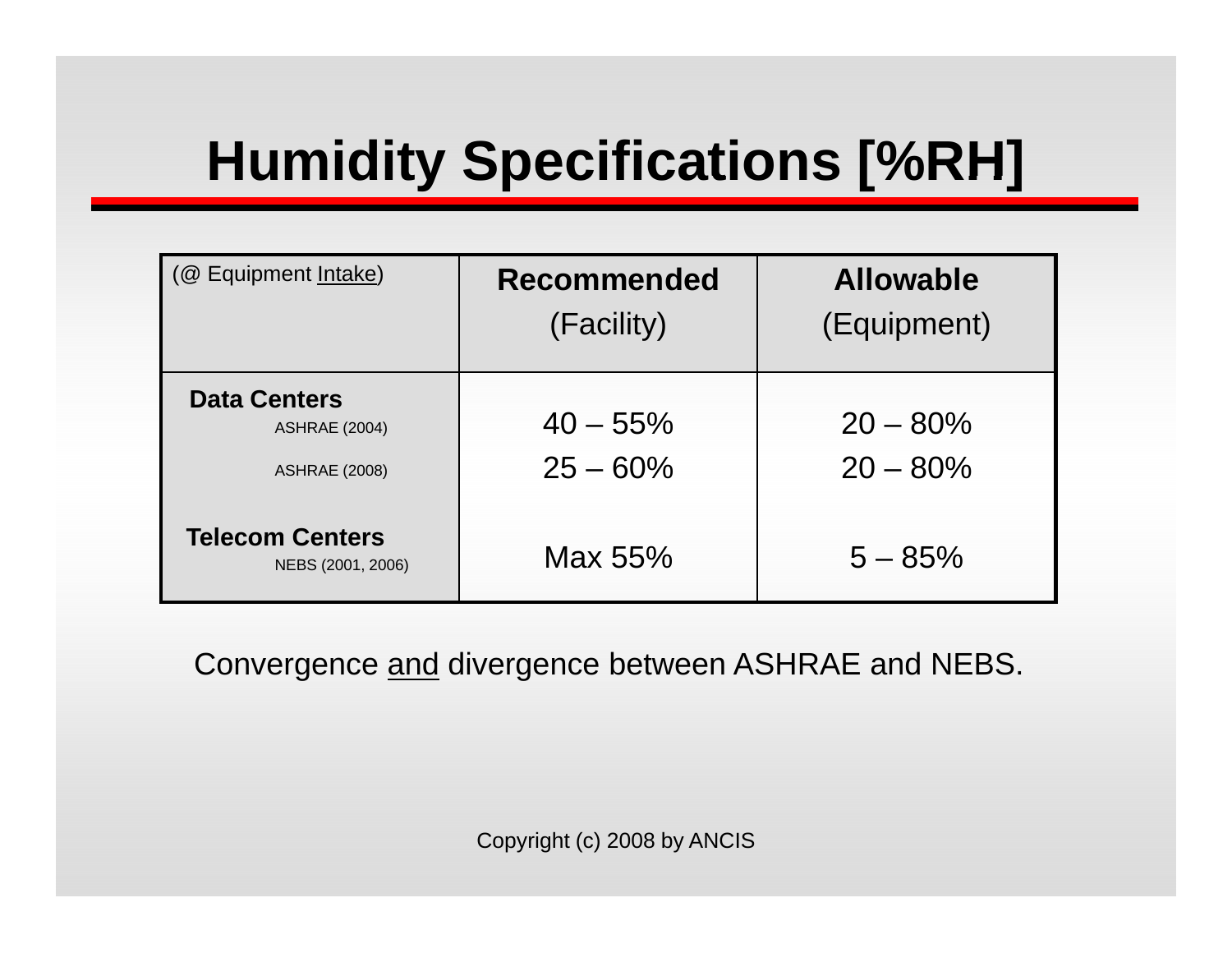# Humidity Specifications [%RH]

| (@ Equipment Intake) | **Recommended** (Facility) | **Allowable** (Equipment) |
|---|---|---|
| **Data Centers** | | |
| ASHRAE (2004) | 40 – 55% | 20 – 80% |
| ASHRAE (2008) | 25 – 60% | 20 – 80% |
| **Telecom Centers** | | |
| NEBS (2001, 2006) | Max 55% | 5 – 85% |

Convergence and divergence between ASHRAE and NEBS.

Copyright (c) 2008 by ANCIS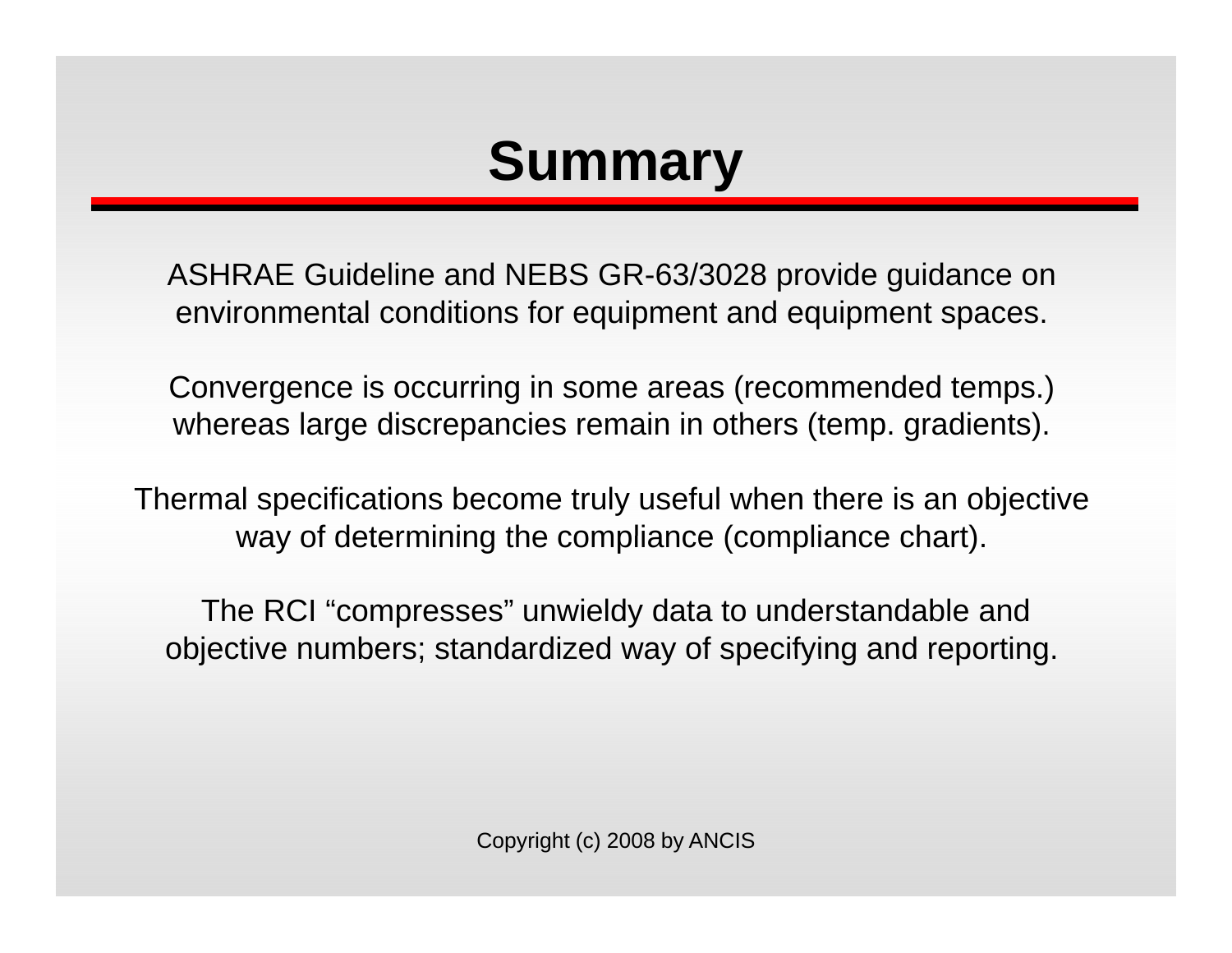# Summary

ASHRAE Guideline and NEBS GR-63/3028 provide guidance on environmental conditions for equipment and equipment spaces.

Convergence is occurring in some areas (recommended temps.) whereas large discrepancies remain in others (temp. gradients).

Thermal specifications become truly useful when there is an objective way of determining the compliance (compliance chart).

The RCI “compresses” unwieldy data to understandable and objective numbers; standardized way of specifying and reporting.

Copyright (c) 2008 by ANCIS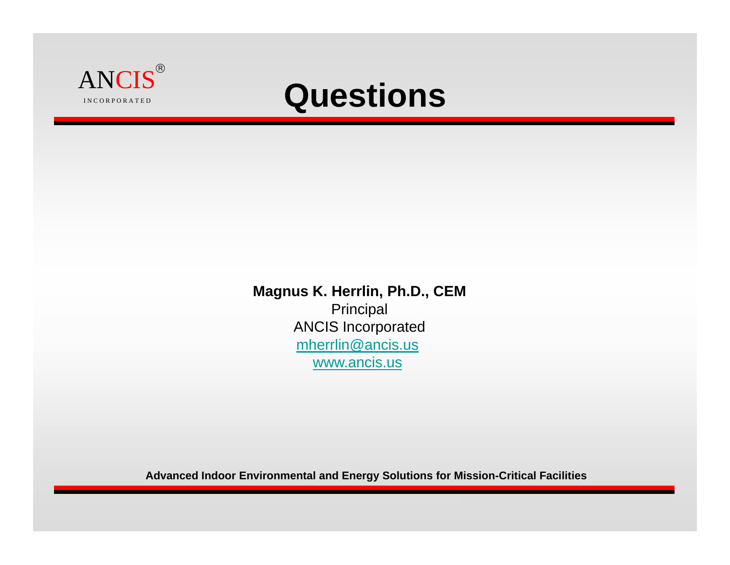ANCIS®

INCORPORATED

# Questions

**Magnus K. Herrlin, Ph.D., CEM**

Principal

ANCIS Incorporated

mherrlin@ancis.us

www.ancis.us

**Advanced Indoor Environmental and Energy Solutions for Mission-Critical Facilities**